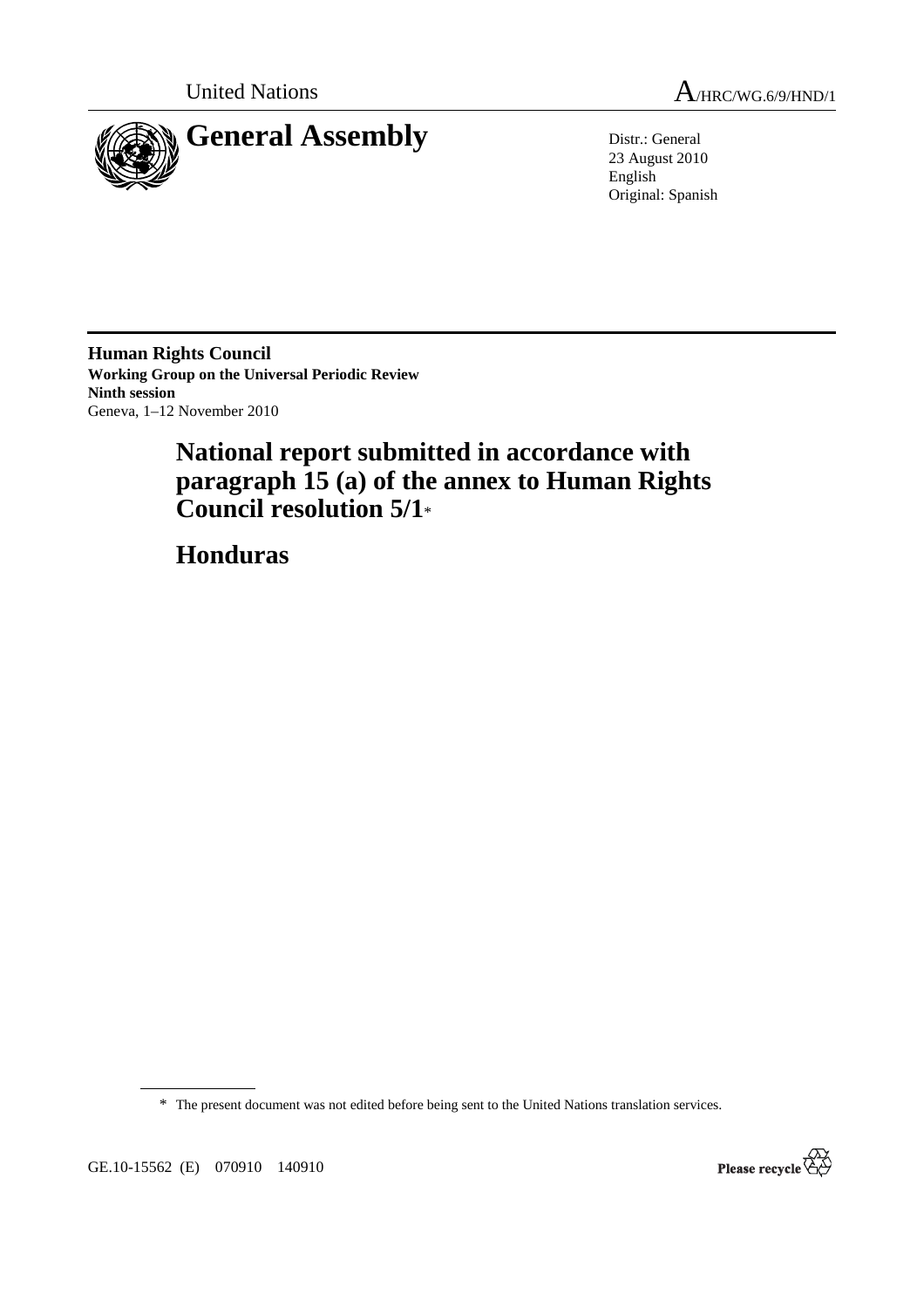United Nations

A/HRC/WG.6/9/HND/1

# General Assembly

Distr.: General
23 August 2010
English
Original: Spanish

**Human Rights Council**
**Working Group on the Universal Periodic Review**
**Ninth session**
Geneva, 1–12 November 2010

# National report submitted in accordance with paragraph 15 (a) of the annex to Human Rights Council resolution 5/1*

# Honduras

\* The present document was not edited before being sent to the United Nations translation services.

GE.10-15562 (E) 070910 140910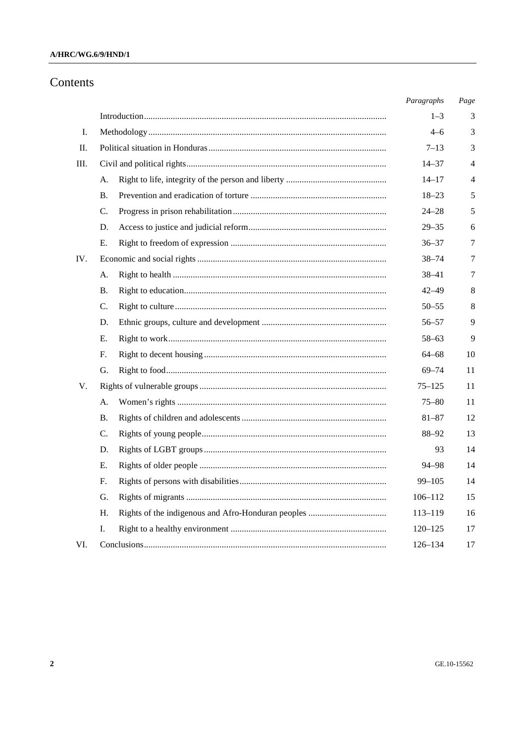# Contents

| | | Paragraphs | Page |
|---|---|---|---|
| | Introduction | 1–3 | 3 |
| I. | Methodology | 4–6 | 3 |
| II. | Political situation in Honduras | 7–13 | 3 |
| III. | Civil and political rights | 14–37 | 4 |
| | A. Right to life, integrity of the person and liberty | 14–17 | 4 |
| | B. Prevention and eradication of torture | 18–23 | 5 |
| | C. Progress in prison rehabilitation | 24–28 | 5 |
| | D. Access to justice and judicial reform | 29–35 | 6 |
| | E. Right to freedom of expression | 36–37 | 7 |
| IV. | Economic and social rights | 38–74 | 7 |
| | A. Right to health | 38–41 | 7 |
| | B. Right to education | 42–49 | 8 |
| | C. Right to culture | 50–55 | 8 |
| | D. Ethnic groups, culture and development | 56–57 | 9 |
| | E. Right to work | 58–63 | 9 |
| | F. Right to decent housing | 64–68 | 10 |
| | G. Right to food | 69–74 | 11 |
| V. | Rights of vulnerable groups | 75–125 | 11 |
| | A. Women's rights | 75–80 | 11 |
| | B. Rights of children and adolescents | 81–87 | 12 |
| | C. Rights of young people | 88–92 | 13 |
| | D. Rights of LGBT groups | 93 | 14 |
| | E. Rights of older people | 94–98 | 14 |
| | F. Rights of persons with disabilities | 99–105 | 14 |
| | G. Rights of migrants | 106–112 | 15 |
| | H. Rights of the indigenous and Afro-Honduran peoples | 113–119 | 16 |
| | I. Right to a healthy environment | 120–125 | 17 |
| VI. | Conclusions | 126–134 | 17 |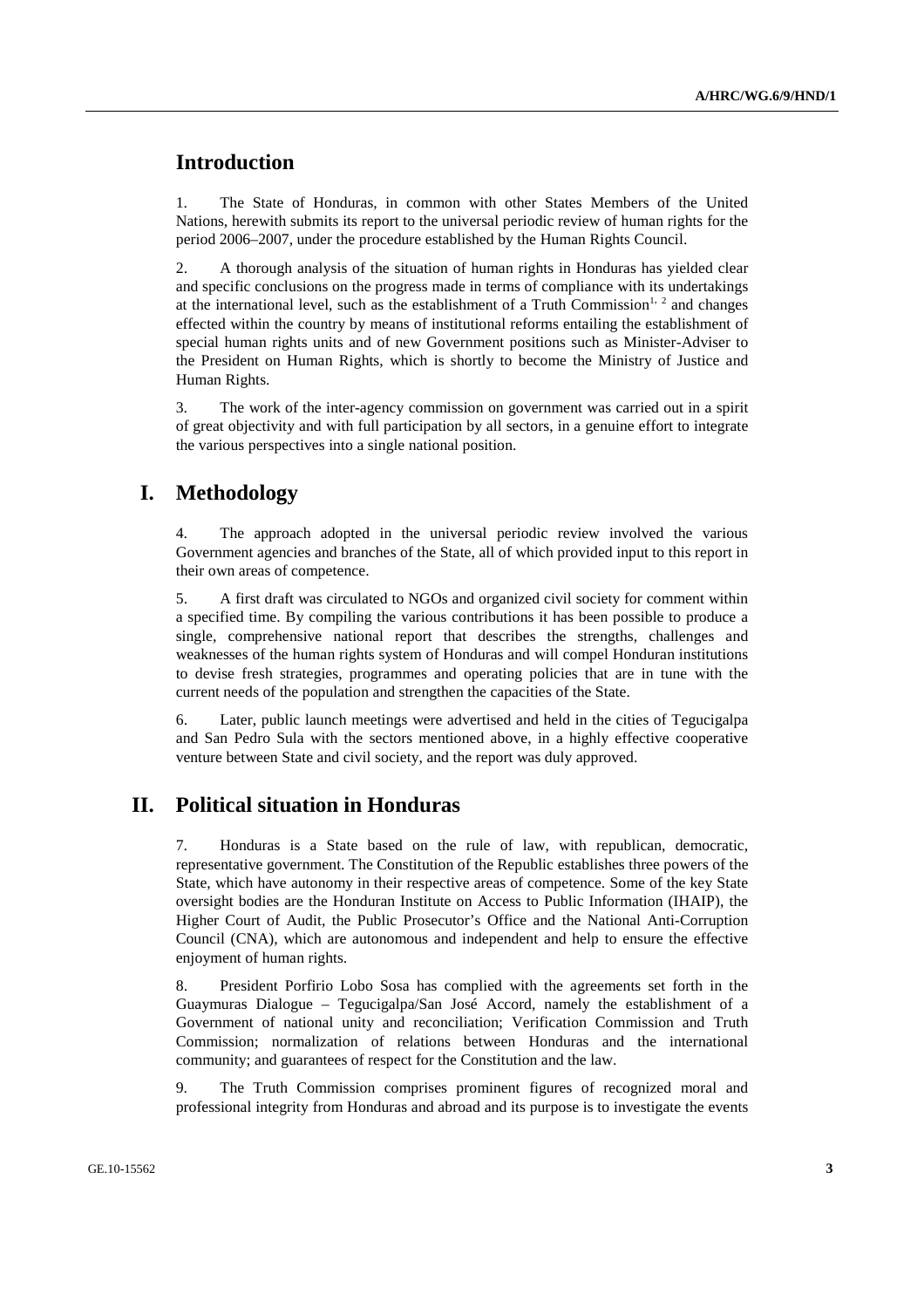# Introduction

1. The State of Honduras, in common with other States Members of the United Nations, herewith submits its report to the universal periodic review of human rights for the period 2006–2007, under the procedure established by the Human Rights Council.

2. A thorough analysis of the situation of human rights in Honduras has yielded clear and specific conclusions on the progress made in terms of compliance with its undertakings at the international level, such as the establishment of a Truth Commission[1, 2] and changes effected within the country by means of institutional reforms entailing the establishment of special human rights units and of new Government positions such as Minister-Adviser to the President on Human Rights, which is shortly to become the Ministry of Justice and Human Rights.

3. The work of the inter-agency commission on government was carried out in a spirit of great objectivity and with full participation by all sectors, in a genuine effort to integrate the various perspectives into a single national position.

# I. Methodology

4. The approach adopted in the universal periodic review involved the various Government agencies and branches of the State, all of which provided input to this report in their own areas of competence.

5. A first draft was circulated to NGOs and organized civil society for comment within a specified time. By compiling the various contributions it has been possible to produce a single, comprehensive national report that describes the strengths, challenges and weaknesses of the human rights system of Honduras and will compel Honduran institutions to devise fresh strategies, programmes and operating policies that are in tune with the current needs of the population and strengthen the capacities of the State.

6. Later, public launch meetings were advertised and held in the cities of Tegucigalpa and San Pedro Sula with the sectors mentioned above, in a highly effective cooperative venture between State and civil society, and the report was duly approved.

# II. Political situation in Honduras

7. Honduras is a State based on the rule of law, with republican, democratic, representative government. The Constitution of the Republic establishes three powers of the State, which have autonomy in their respective areas of competence. Some of the key State oversight bodies are the Honduran Institute on Access to Public Information (IHAIP), the Higher Court of Audit, the Public Prosecutor's Office and the National Anti-Corruption Council (CNA), which are autonomous and independent and help to ensure the effective enjoyment of human rights.

8. President Porfirio Lobo Sosa has complied with the agreements set forth in the Guaymuras Dialogue – Tegucigalpa/San José Accord, namely the establishment of a Government of national unity and reconciliation; Verification Commission and Truth Commission; normalization of relations between Honduras and the international community; and guarantees of respect for the Constitution and the law.

9. The Truth Commission comprises prominent figures of recognized moral and professional integrity from Honduras and abroad and its purpose is to investigate the events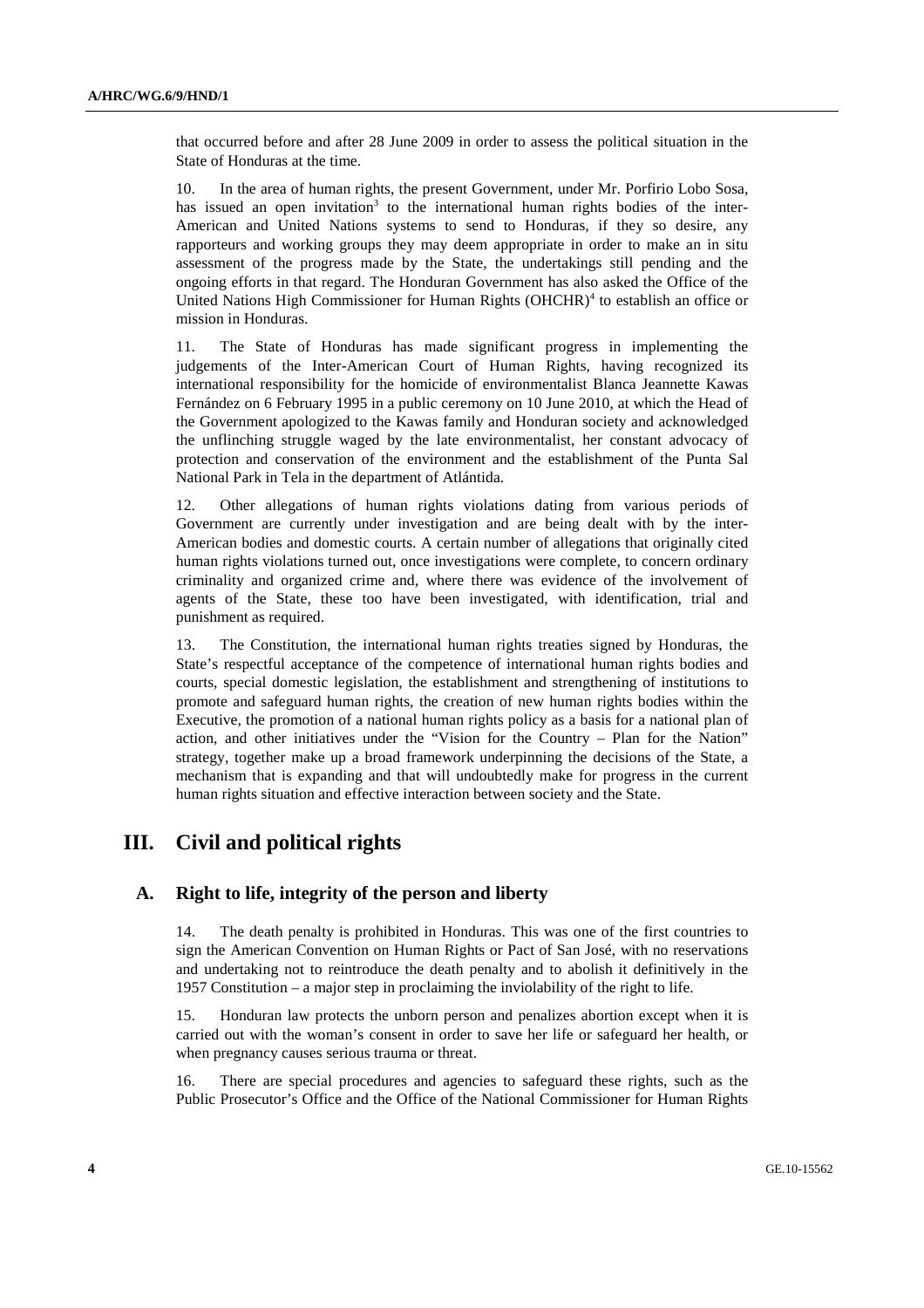that occurred before and after 28 June 2009 in order to assess the political situation in the State of Honduras at the time.

10. In the area of human rights, the present Government, under Mr. Porfirio Lobo Sosa, has issued an open invitation[3] to the international human rights bodies of the inter-American and United Nations systems to send to Honduras, if they so desire, any rapporteurs and working groups they may deem appropriate in order to make an in situ assessment of the progress made by the State, the undertakings still pending and the ongoing efforts in that regard. The Honduran Government has also asked the Office of the United Nations High Commissioner for Human Rights (OHCHR)[4] to establish an office or mission in Honduras.

11. The State of Honduras has made significant progress in implementing the judgements of the Inter-American Court of Human Rights, having recognized its international responsibility for the homicide of environmentalist Blanca Jeannette Kawas Fernández on 6 February 1995 in a public ceremony on 10 June 2010, at which the Head of the Government apologized to the Kawas family and Honduran society and acknowledged the unflinching struggle waged by the late environmentalist, her constant advocacy of protection and conservation of the environment and the establishment of the Punta Sal National Park in Tela in the department of Atlántida.

12. Other allegations of human rights violations dating from various periods of Government are currently under investigation and are being dealt with by the inter-American bodies and domestic courts. A certain number of allegations that originally cited human rights violations turned out, once investigations were complete, to concern ordinary criminality and organized crime and, where there was evidence of the involvement of agents of the State, these too have been investigated, with identification, trial and punishment as required.

13. The Constitution, the international human rights treaties signed by Honduras, the State's respectful acceptance of the competence of international human rights bodies and courts, special domestic legislation, the establishment and strengthening of institutions to promote and safeguard human rights, the creation of new human rights bodies within the Executive, the promotion of a national human rights policy as a basis for a national plan of action, and other initiatives under the "Vision for the Country – Plan for the Nation" strategy, together make up a broad framework underpinning the decisions of the State, a mechanism that is expanding and that will undoubtedly make for progress in the current human rights situation and effective interaction between society and the State.

# III. Civil and political rights

## A. Right to life, integrity of the person and liberty

14. The death penalty is prohibited in Honduras. This was one of the first countries to sign the American Convention on Human Rights or Pact of San José, with no reservations and undertaking not to reintroduce the death penalty and to abolish it definitively in the 1957 Constitution – a major step in proclaiming the inviolability of the right to life.

15. Honduran law protects the unborn person and penalizes abortion except when it is carried out with the woman's consent in order to save her life or safeguard her health, or when pregnancy causes serious trauma or threat.

16. There are special procedures and agencies to safeguard these rights, such as the Public Prosecutor's Office and the Office of the National Commissioner for Human Rights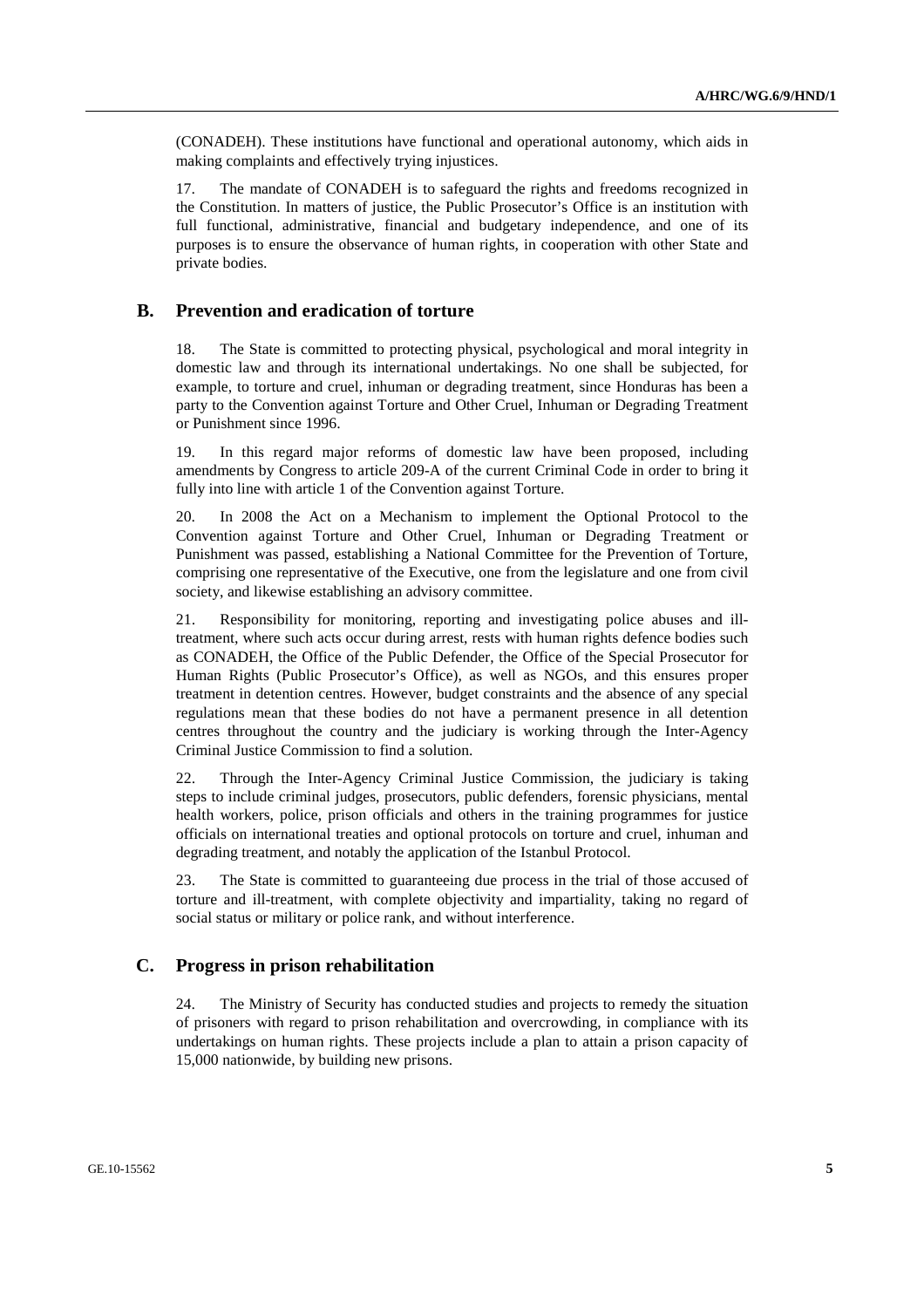(CONADEH). These institutions have functional and operational autonomy, which aids in making complaints and effectively trying injustices.

17. The mandate of CONADEH is to safeguard the rights and freedoms recognized in the Constitution. In matters of justice, the Public Prosecutor's Office is an institution with full functional, administrative, financial and budgetary independence, and one of its purposes is to ensure the observance of human rights, in cooperation with other State and private bodies.

## B. Prevention and eradication of torture

18. The State is committed to protecting physical, psychological and moral integrity in domestic law and through its international undertakings. No one shall be subjected, for example, to torture and cruel, inhuman or degrading treatment, since Honduras has been a party to the Convention against Torture and Other Cruel, Inhuman or Degrading Treatment or Punishment since 1996.

19. In this regard major reforms of domestic law have been proposed, including amendments by Congress to article 209-A of the current Criminal Code in order to bring it fully into line with article 1 of the Convention against Torture.

20. In 2008 the Act on a Mechanism to implement the Optional Protocol to the Convention against Torture and Other Cruel, Inhuman or Degrading Treatment or Punishment was passed, establishing a National Committee for the Prevention of Torture, comprising one representative of the Executive, one from the legislature and one from civil society, and likewise establishing an advisory committee.

21. Responsibility for monitoring, reporting and investigating police abuses and ill-treatment, where such acts occur during arrest, rests with human rights defence bodies such as CONADEH, the Office of the Public Defender, the Office of the Special Prosecutor for Human Rights (Public Prosecutor's Office), as well as NGOs, and this ensures proper treatment in detention centres. However, budget constraints and the absence of any special regulations mean that these bodies do not have a permanent presence in all detention centres throughout the country and the judiciary is working through the Inter-Agency Criminal Justice Commission to find a solution.

22. Through the Inter-Agency Criminal Justice Commission, the judiciary is taking steps to include criminal judges, prosecutors, public defenders, forensic physicians, mental health workers, police, prison officials and others in the training programmes for justice officials on international treaties and optional protocols on torture and cruel, inhuman and degrading treatment, and notably the application of the Istanbul Protocol.

23. The State is committed to guaranteeing due process in the trial of those accused of torture and ill-treatment, with complete objectivity and impartiality, taking no regard of social status or military or police rank, and without interference.

## C. Progress in prison rehabilitation

24. The Ministry of Security has conducted studies and projects to remedy the situation of prisoners with regard to prison rehabilitation and overcrowding, in compliance with its undertakings on human rights. These projects include a plan to attain a prison capacity of 15,000 nationwide, by building new prisons.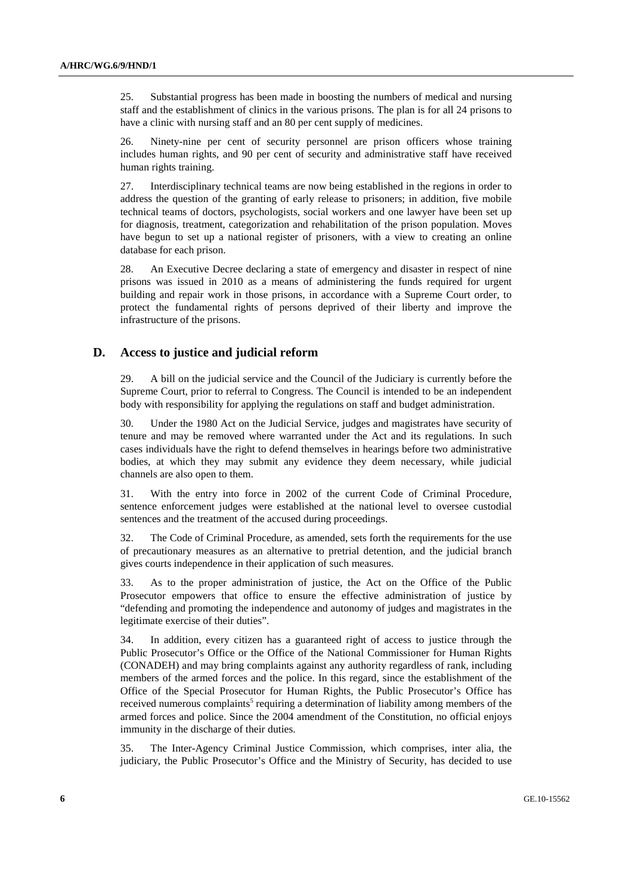25. Substantial progress has been made in boosting the numbers of medical and nursing staff and the establishment of clinics in the various prisons. The plan is for all 24 prisons to have a clinic with nursing staff and an 80 per cent supply of medicines.

26. Ninety-nine per cent of security personnel are prison officers whose training includes human rights, and 90 per cent of security and administrative staff have received human rights training.

27. Interdisciplinary technical teams are now being established in the regions in order to address the question of the granting of early release to prisoners; in addition, five mobile technical teams of doctors, psychologists, social workers and one lawyer have been set up for diagnosis, treatment, categorization and rehabilitation of the prison population. Moves have begun to set up a national register of prisoners, with a view to creating an online database for each prison.

28. An Executive Decree declaring a state of emergency and disaster in respect of nine prisons was issued in 2010 as a means of administering the funds required for urgent building and repair work in those prisons, in accordance with a Supreme Court order, to protect the fundamental rights of persons deprived of their liberty and improve the infrastructure of the prisons.

## D. Access to justice and judicial reform

29. A bill on the judicial service and the Council of the Judiciary is currently before the Supreme Court, prior to referral to Congress. The Council is intended to be an independent body with responsibility for applying the regulations on staff and budget administration.

30. Under the 1980 Act on the Judicial Service, judges and magistrates have security of tenure and may be removed where warranted under the Act and its regulations. In such cases individuals have the right to defend themselves in hearings before two administrative bodies, at which they may submit any evidence they deem necessary, while judicial channels are also open to them.

31. With the entry into force in 2002 of the current Code of Criminal Procedure, sentence enforcement judges were established at the national level to oversee custodial sentences and the treatment of the accused during proceedings.

32. The Code of Criminal Procedure, as amended, sets forth the requirements for the use of precautionary measures as an alternative to pretrial detention, and the judicial branch gives courts independence in their application of such measures.

33. As to the proper administration of justice, the Act on the Office of the Public Prosecutor empowers that office to ensure the effective administration of justice by "defending and promoting the independence and autonomy of judges and magistrates in the legitimate exercise of their duties".

34. In addition, every citizen has a guaranteed right of access to justice through the Public Prosecutor's Office or the Office of the National Commissioner for Human Rights (CONADEH) and may bring complaints against any authority regardless of rank, including members of the armed forces and the police. In this regard, since the establishment of the Office of the Special Prosecutor for Human Rights, the Public Prosecutor's Office has received numerous complaints[5] requiring a determination of liability among members of the armed forces and police. Since the 2004 amendment of the Constitution, no official enjoys immunity in the discharge of their duties.

35. The Inter-Agency Criminal Justice Commission, which comprises, inter alia, the judiciary, the Public Prosecutor's Office and the Ministry of Security, has decided to use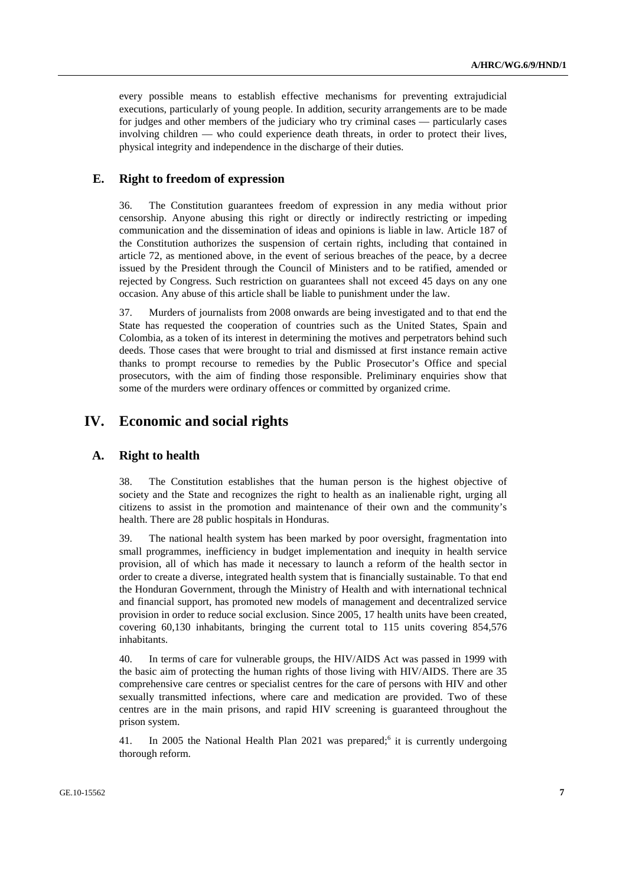every possible means to establish effective mechanisms for preventing extrajudicial executions, particularly of young people. In addition, security arrangements are to be made for judges and other members of the judiciary who try criminal cases — particularly cases involving children — who could experience death threats, in order to protect their lives, physical integrity and independence in the discharge of their duties.

## E. Right to freedom of expression

36. The Constitution guarantees freedom of expression in any media without prior censorship. Anyone abusing this right or directly or indirectly restricting or impeding communication and the dissemination of ideas and opinions is liable in law. Article 187 of the Constitution authorizes the suspension of certain rights, including that contained in article 72, as mentioned above, in the event of serious breaches of the peace, by a decree issued by the President through the Council of Ministers and to be ratified, amended or rejected by Congress. Such restriction on guarantees shall not exceed 45 days on any one occasion. Any abuse of this article shall be liable to punishment under the law.

37. Murders of journalists from 2008 onwards are being investigated and to that end the State has requested the cooperation of countries such as the United States, Spain and Colombia, as a token of its interest in determining the motives and perpetrators behind such deeds. Those cases that were brought to trial and dismissed at first instance remain active thanks to prompt recourse to remedies by the Public Prosecutor's Office and special prosecutors, with the aim of finding those responsible. Preliminary enquiries show that some of the murders were ordinary offences or committed by organized crime.

# IV. Economic and social rights

## A. Right to health

38. The Constitution establishes that the human person is the highest objective of society and the State and recognizes the right to health as an inalienable right, urging all citizens to assist in the promotion and maintenance of their own and the community's health. There are 28 public hospitals in Honduras.

39. The national health system has been marked by poor oversight, fragmentation into small programmes, inefficiency in budget implementation and inequity in health service provision, all of which has made it necessary to launch a reform of the health sector in order to create a diverse, integrated health system that is financially sustainable. To that end the Honduran Government, through the Ministry of Health and with international technical and financial support, has promoted new models of management and decentralized service provision in order to reduce social exclusion. Since 2005, 17 health units have been created, covering 60,130 inhabitants, bringing the current total to 115 units covering 854,576 inhabitants.

40. In terms of care for vulnerable groups, the HIV/AIDS Act was passed in 1999 with the basic aim of protecting the human rights of those living with HIV/AIDS. There are 35 comprehensive care centres or specialist centres for the care of persons with HIV and other sexually transmitted infections, where care and medication are provided. Two of these centres are in the main prisons, and rapid HIV screening is guaranteed throughout the prison system.

41. In 2005 the National Health Plan 2021 was prepared;[6] it is currently undergoing thorough reform.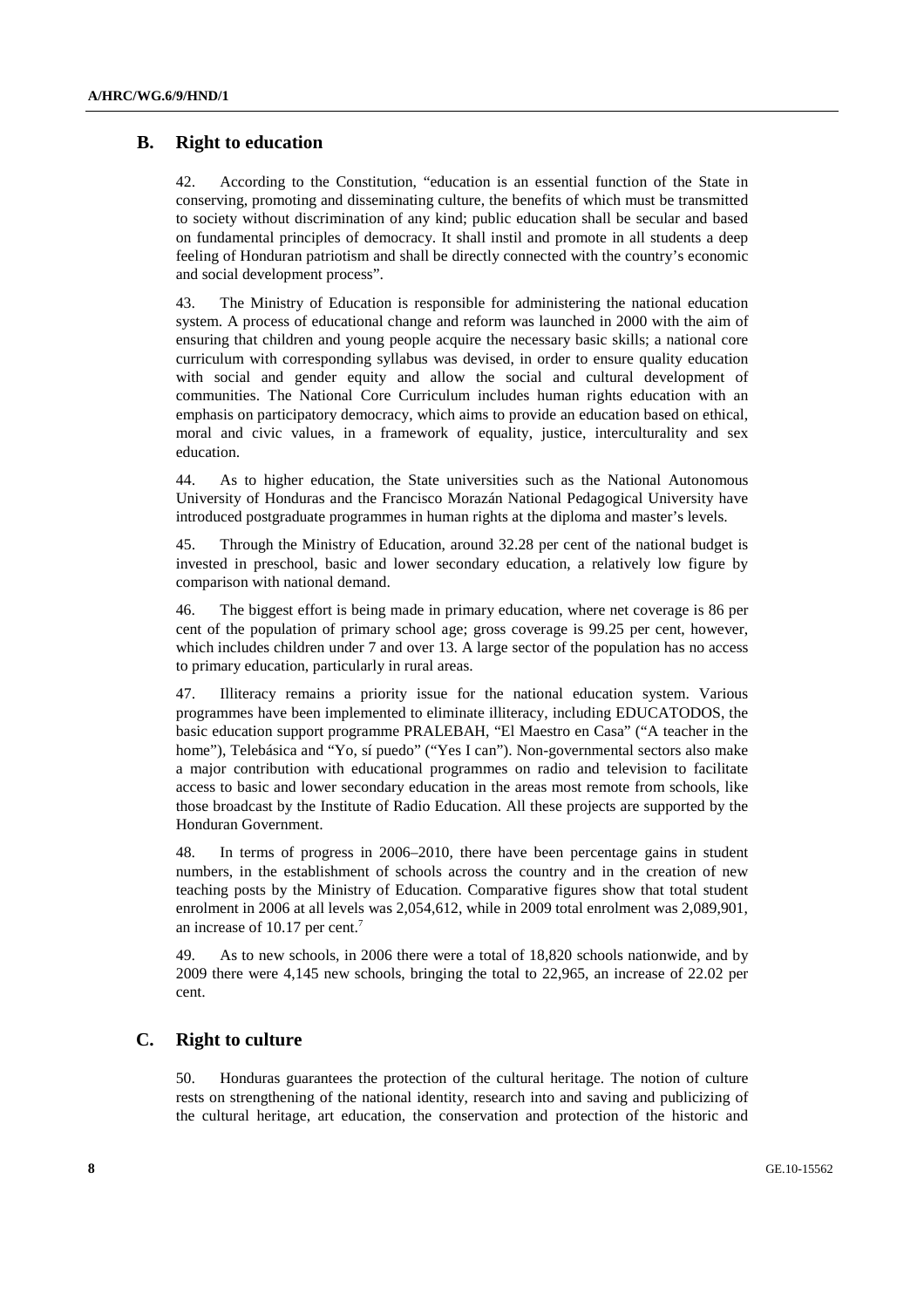## B. Right to education

42. According to the Constitution, "education is an essential function of the State in conserving, promoting and disseminating culture, the benefits of which must be transmitted to society without discrimination of any kind; public education shall be secular and based on fundamental principles of democracy. It shall instil and promote in all students a deep feeling of Honduran patriotism and shall be directly connected with the country's economic and social development process".

43. The Ministry of Education is responsible for administering the national education system. A process of educational change and reform was launched in 2000 with the aim of ensuring that children and young people acquire the necessary basic skills; a national core curriculum with corresponding syllabus was devised, in order to ensure quality education with social and gender equity and allow the social and cultural development of communities. The National Core Curriculum includes human rights education with an emphasis on participatory democracy, which aims to provide an education based on ethical, moral and civic values, in a framework of equality, justice, interculturality and sex education.

44. As to higher education, the State universities such as the National Autonomous University of Honduras and the Francisco Morazán National Pedagogical University have introduced postgraduate programmes in human rights at the diploma and master's levels.

45. Through the Ministry of Education, around 32.28 per cent of the national budget is invested in preschool, basic and lower secondary education, a relatively low figure by comparison with national demand.

46. The biggest effort is being made in primary education, where net coverage is 86 per cent of the population of primary school age; gross coverage is 99.25 per cent, however, which includes children under 7 and over 13. A large sector of the population has no access to primary education, particularly in rural areas.

47. Illiteracy remains a priority issue for the national education system. Various programmes have been implemented to eliminate illiteracy, including EDUCATODOS, the basic education support programme PRALEBAH, "El Maestro en Casa" ("A teacher in the home"), Telebásica and "Yo, sí puedo" ("Yes I can"). Non-governmental sectors also make a major contribution with educational programmes on radio and television to facilitate access to basic and lower secondary education in the areas most remote from schools, like those broadcast by the Institute of Radio Education. All these projects are supported by the Honduran Government.

48. In terms of progress in 2006–2010, there have been percentage gains in student numbers, in the establishment of schools across the country and in the creation of new teaching posts by the Ministry of Education. Comparative figures show that total student enrolment in 2006 at all levels was 2,054,612, while in 2009 total enrolment was 2,089,901, an increase of 10.17 per cent.[7]

49. As to new schools, in 2006 there were a total of 18,820 schools nationwide, and by 2009 there were 4,145 new schools, bringing the total to 22,965, an increase of 22.02 per cent.

## C. Right to culture

50. Honduras guarantees the protection of the cultural heritage. The notion of culture rests on strengthening of the national identity, research into and saving and publicizing of the cultural heritage, art education, the conservation and protection of the historic and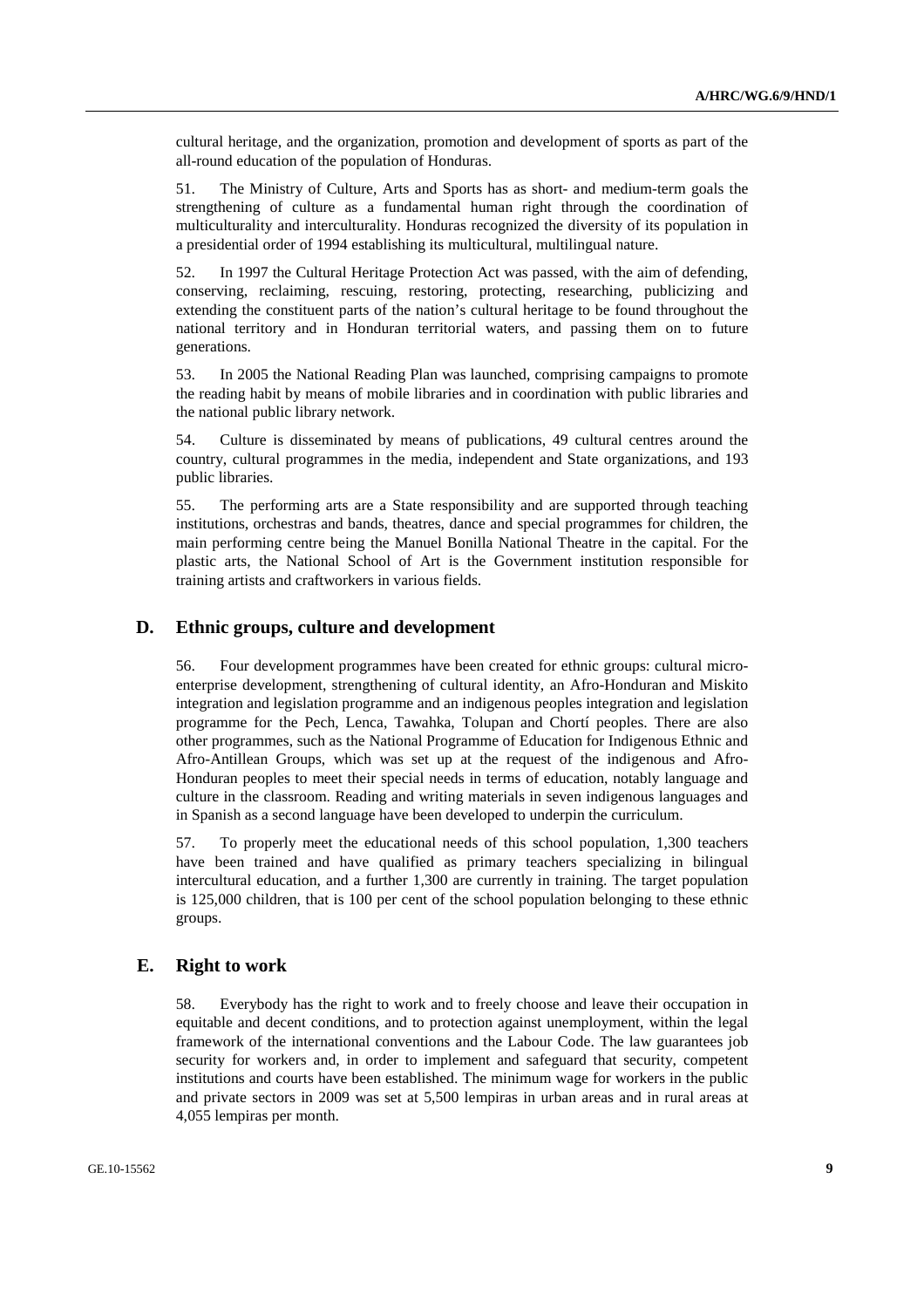cultural heritage, and the organization, promotion and development of sports as part of the all-round education of the population of Honduras.

51. The Ministry of Culture, Arts and Sports has as short- and medium-term goals the strengthening of culture as a fundamental human right through the coordination of multiculturality and interculturality. Honduras recognized the diversity of its population in a presidential order of 1994 establishing its multicultural, multilingual nature.

52. In 1997 the Cultural Heritage Protection Act was passed, with the aim of defending, conserving, reclaiming, rescuing, restoring, protecting, researching, publicizing and extending the constituent parts of the nation's cultural heritage to be found throughout the national territory and in Honduran territorial waters, and passing them on to future generations.

53. In 2005 the National Reading Plan was launched, comprising campaigns to promote the reading habit by means of mobile libraries and in coordination with public libraries and the national public library network.

54. Culture is disseminated by means of publications, 49 cultural centres around the country, cultural programmes in the media, independent and State organizations, and 193 public libraries.

55. The performing arts are a State responsibility and are supported through teaching institutions, orchestras and bands, theatres, dance and special programmes for children, the main performing centre being the Manuel Bonilla National Theatre in the capital. For the plastic arts, the National School of Art is the Government institution responsible for training artists and craftworkers in various fields.

## D. Ethnic groups, culture and development

56. Four development programmes have been created for ethnic groups: cultural micro-enterprise development, strengthening of cultural identity, an Afro-Honduran and Miskito integration and legislation programme and an indigenous peoples integration and legislation programme for the Pech, Lenca, Tawahka, Tolupan and Chortí peoples. There are also other programmes, such as the National Programme of Education for Indigenous Ethnic and Afro-Antillean Groups, which was set up at the request of the indigenous and Afro-Honduran peoples to meet their special needs in terms of education, notably language and culture in the classroom. Reading and writing materials in seven indigenous languages and in Spanish as a second language have been developed to underpin the curriculum.

57. To properly meet the educational needs of this school population, 1,300 teachers have been trained and have qualified as primary teachers specializing in bilingual intercultural education, and a further 1,300 are currently in training. The target population is 125,000 children, that is 100 per cent of the school population belonging to these ethnic groups.

## E. Right to work

58. Everybody has the right to work and to freely choose and leave their occupation in equitable and decent conditions, and to protection against unemployment, within the legal framework of the international conventions and the Labour Code. The law guarantees job security for workers and, in order to implement and safeguard that security, competent institutions and courts have been established. The minimum wage for workers in the public and private sectors in 2009 was set at 5,500 lempiras in urban areas and in rural areas at 4,055 lempiras per month.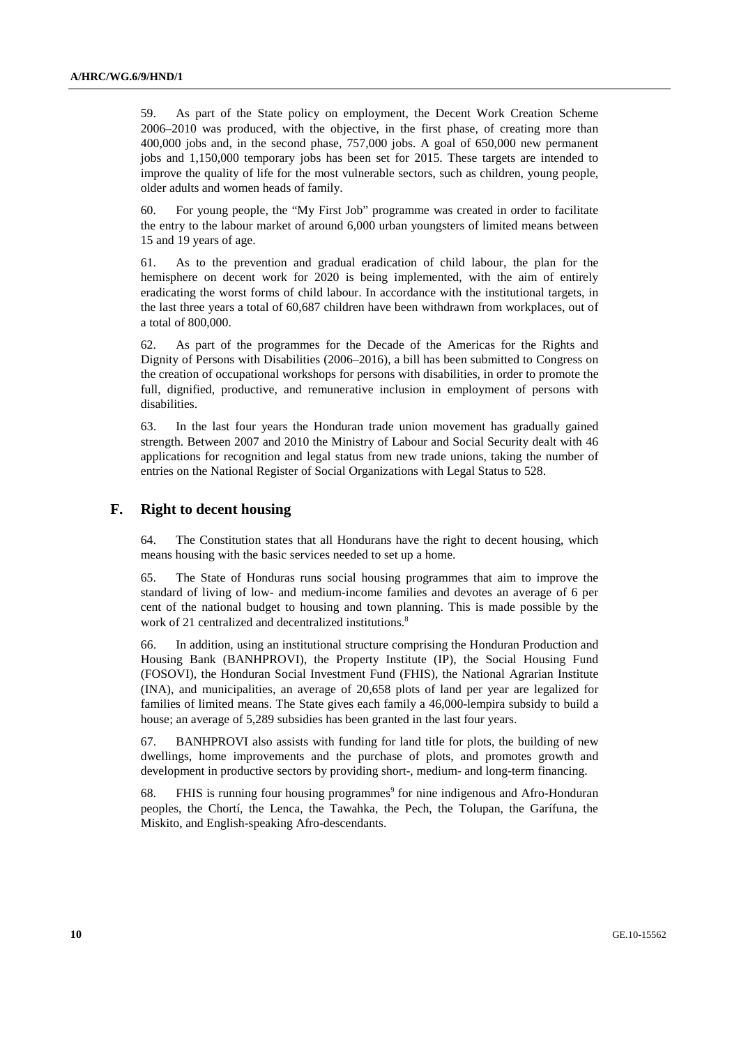59. As part of the State policy on employment, the Decent Work Creation Scheme 2006–2010 was produced, with the objective, in the first phase, of creating more than 400,000 jobs and, in the second phase, 757,000 jobs. A goal of 650,000 new permanent jobs and 1,150,000 temporary jobs has been set for 2015. These targets are intended to improve the quality of life for the most vulnerable sectors, such as children, young people, older adults and women heads of family.

60. For young people, the "My First Job" programme was created in order to facilitate the entry to the labour market of around 6,000 urban youngsters of limited means between 15 and 19 years of age.

61. As to the prevention and gradual eradication of child labour, the plan for the hemisphere on decent work for 2020 is being implemented, with the aim of entirely eradicating the worst forms of child labour. In accordance with the institutional targets, in the last three years a total of 60,687 children have been withdrawn from workplaces, out of a total of 800,000.

62. As part of the programmes for the Decade of the Americas for the Rights and Dignity of Persons with Disabilities (2006–2016), a bill has been submitted to Congress on the creation of occupational workshops for persons with disabilities, in order to promote the full, dignified, productive, and remunerative inclusion in employment of persons with disabilities.

63. In the last four years the Honduran trade union movement has gradually gained strength. Between 2007 and 2010 the Ministry of Labour and Social Security dealt with 46 applications for recognition and legal status from new trade unions, taking the number of entries on the National Register of Social Organizations with Legal Status to 528.

## F. Right to decent housing

64. The Constitution states that all Hondurans have the right to decent housing, which means housing with the basic services needed to set up a home.

65. The State of Honduras runs social housing programmes that aim to improve the standard of living of low- and medium-income families and devotes an average of 6 per cent of the national budget to housing and town planning. This is made possible by the work of 21 centralized and decentralized institutions.[8]

66. In addition, using an institutional structure comprising the Honduran Production and Housing Bank (BANHPROVI), the Property Institute (IP), the Social Housing Fund (FOSOVI), the Honduran Social Investment Fund (FHIS), the National Agrarian Institute (INA), and municipalities, an average of 20,658 plots of land per year are legalized for families of limited means. The State gives each family a 46,000-lempira subsidy to build a house; an average of 5,289 subsidies has been granted in the last four years.

67. BANHPROVI also assists with funding for land title for plots, the building of new dwellings, home improvements and the purchase of plots, and promotes growth and development in productive sectors by providing short-, medium- and long-term financing.

68. FHIS is running four housing programmes[9] for nine indigenous and Afro-Honduran peoples, the Chortí, the Lenca, the Tawahka, the Pech, the Tolupan, the Garífuna, the Miskito, and English-speaking Afro-descendants.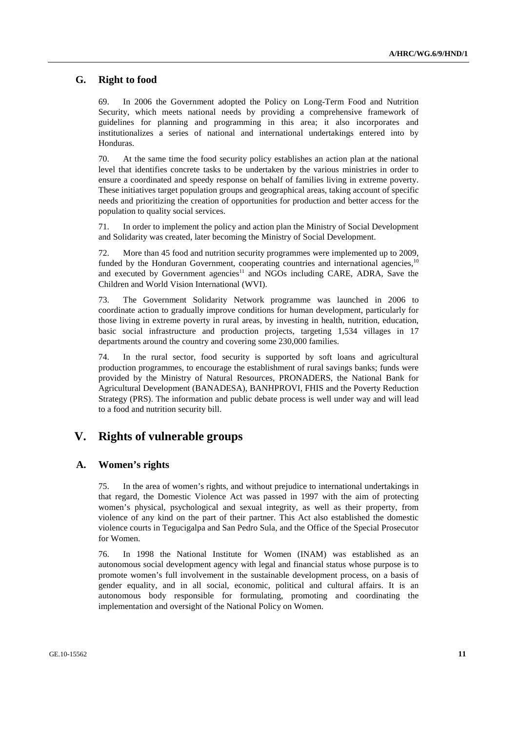## G. Right to food

69. In 2006 the Government adopted the Policy on Long-Term Food and Nutrition Security, which meets national needs by providing a comprehensive framework of guidelines for planning and programming in this area; it also incorporates and institutionalizes a series of national and international undertakings entered into by Honduras.

70. At the same time the food security policy establishes an action plan at the national level that identifies concrete tasks to be undertaken by the various ministries in order to ensure a coordinated and speedy response on behalf of families living in extreme poverty. These initiatives target population groups and geographical areas, taking account of specific needs and prioritizing the creation of opportunities for production and better access for the population to quality social services.

71. In order to implement the policy and action plan the Ministry of Social Development and Solidarity was created, later becoming the Ministry of Social Development.

72. More than 45 food and nutrition security programmes were implemented up to 2009, funded by the Honduran Government, cooperating countries and international agencies,[10] and executed by Government agencies[11] and NGOs including CARE, ADRA, Save the Children and World Vision International (WVI).

73. The Government Solidarity Network programme was launched in 2006 to coordinate action to gradually improve conditions for human development, particularly for those living in extreme poverty in rural areas, by investing in health, nutrition, education, basic social infrastructure and production projects, targeting 1,534 villages in 17 departments around the country and covering some 230,000 families.

74. In the rural sector, food security is supported by soft loans and agricultural production programmes, to encourage the establishment of rural savings banks; funds were provided by the Ministry of Natural Resources, PRONADERS, the National Bank for Agricultural Development (BANADESA), BANHPROVI, FHIS and the Poverty Reduction Strategy (PRS). The information and public debate process is well under way and will lead to a food and nutrition security bill.

# V. Rights of vulnerable groups

## A. Women's rights

75. In the area of women's rights, and without prejudice to international undertakings in that regard, the Domestic Violence Act was passed in 1997 with the aim of protecting women's physical, psychological and sexual integrity, as well as their property, from violence of any kind on the part of their partner. This Act also established the domestic violence courts in Tegucigalpa and San Pedro Sula, and the Office of the Special Prosecutor for Women.

76. In 1998 the National Institute for Women (INAM) was established as an autonomous social development agency with legal and financial status whose purpose is to promote women's full involvement in the sustainable development process, on a basis of gender equality, and in all social, economic, political and cultural affairs. It is an autonomous body responsible for formulating, promoting and coordinating the implementation and oversight of the National Policy on Women.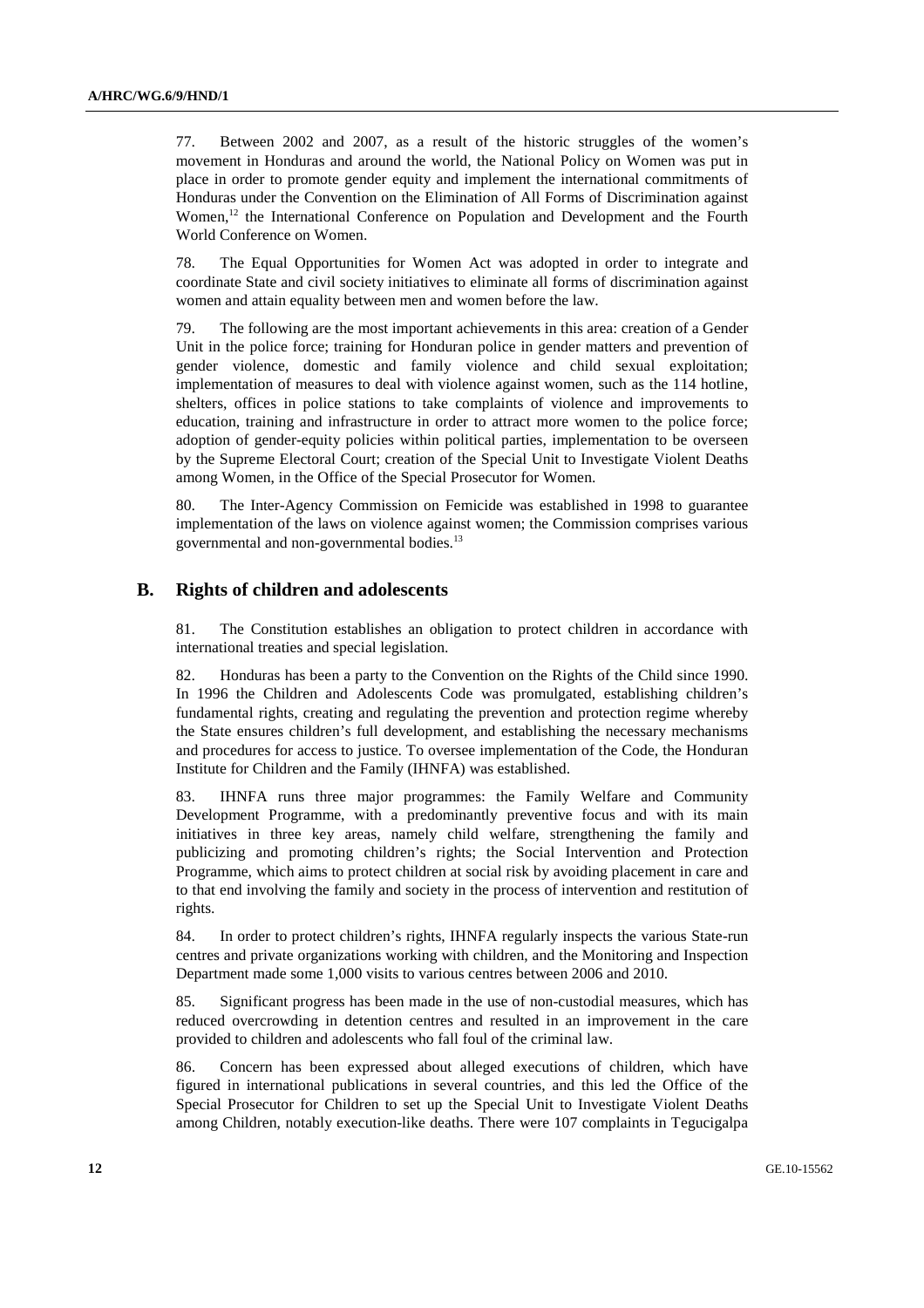77. Between 2002 and 2007, as a result of the historic struggles of the women's movement in Honduras and around the world, the National Policy on Women was put in place in order to promote gender equity and implement the international commitments of Honduras under the Convention on the Elimination of All Forms of Discrimination against Women,[12] the International Conference on Population and Development and the Fourth World Conference on Women.

78. The Equal Opportunities for Women Act was adopted in order to integrate and coordinate State and civil society initiatives to eliminate all forms of discrimination against women and attain equality between men and women before the law.

79. The following are the most important achievements in this area: creation of a Gender Unit in the police force; training for Honduran police in gender matters and prevention of gender violence, domestic and family violence and child sexual exploitation; implementation of measures to deal with violence against women, such as the 114 hotline, shelters, offices in police stations to take complaints of violence and improvements to education, training and infrastructure in order to attract more women to the police force; adoption of gender-equity policies within political parties, implementation to be overseen by the Supreme Electoral Court; creation of the Special Unit to Investigate Violent Deaths among Women, in the Office of the Special Prosecutor for Women.

80. The Inter-Agency Commission on Femicide was established in 1998 to guarantee implementation of the laws on violence against women; the Commission comprises various governmental and non-governmental bodies.[13]

## B. Rights of children and adolescents

81. The Constitution establishes an obligation to protect children in accordance with international treaties and special legislation.

82. Honduras has been a party to the Convention on the Rights of the Child since 1990. In 1996 the Children and Adolescents Code was promulgated, establishing children's fundamental rights, creating and regulating the prevention and protection regime whereby the State ensures children's full development, and establishing the necessary mechanisms and procedures for access to justice. To oversee implementation of the Code, the Honduran Institute for Children and the Family (IHNFA) was established.

83. IHNFA runs three major programmes: the Family Welfare and Community Development Programme, with a predominantly preventive focus and with its main initiatives in three key areas, namely child welfare, strengthening the family and publicizing and promoting children's rights; the Social Intervention and Protection Programme, which aims to protect children at social risk by avoiding placement in care and to that end involving the family and society in the process of intervention and restitution of rights.

84. In order to protect children's rights, IHNFA regularly inspects the various State-run centres and private organizations working with children, and the Monitoring and Inspection Department made some 1,000 visits to various centres between 2006 and 2010.

85. Significant progress has been made in the use of non-custodial measures, which has reduced overcrowding in detention centres and resulted in an improvement in the care provided to children and adolescents who fall foul of the criminal law.

86. Concern has been expressed about alleged executions of children, which have figured in international publications in several countries, and this led the Office of the Special Prosecutor for Children to set up the Special Unit to Investigate Violent Deaths among Children, notably execution-like deaths. There were 107 complaints in Tegucigalpa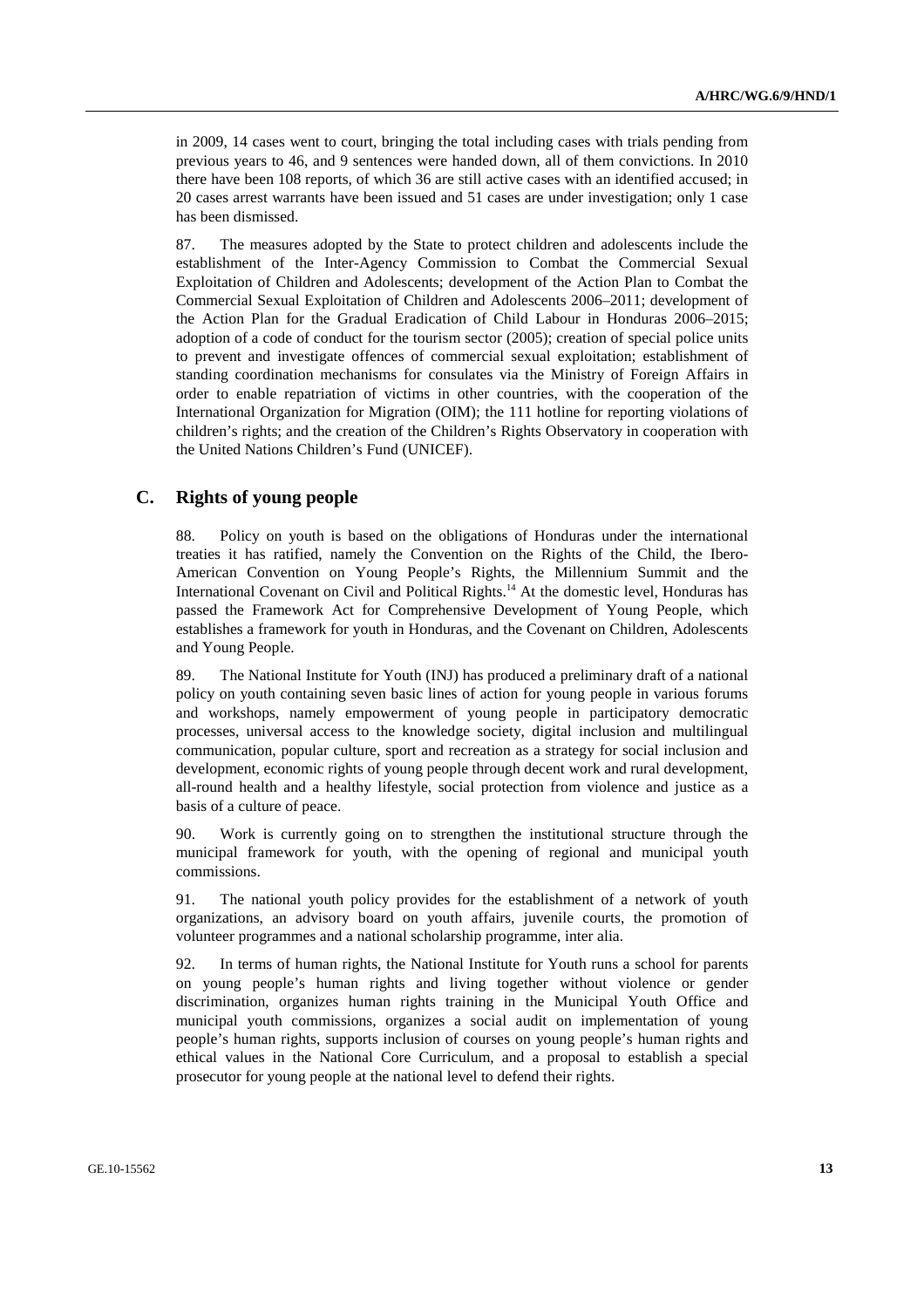in 2009, 14 cases went to court, bringing the total including cases with trials pending from previous years to 46, and 9 sentences were handed down, all of them convictions. In 2010 there have been 108 reports, of which 36 are still active cases with an identified accused; in 20 cases arrest warrants have been issued and 51 cases are under investigation; only 1 case has been dismissed.

87. The measures adopted by the State to protect children and adolescents include the establishment of the Inter-Agency Commission to Combat the Commercial Sexual Exploitation of Children and Adolescents; development of the Action Plan to Combat the Commercial Sexual Exploitation of Children and Adolescents 2006–2011; development of the Action Plan for the Gradual Eradication of Child Labour in Honduras 2006–2015; adoption of a code of conduct for the tourism sector (2005); creation of special police units to prevent and investigate offences of commercial sexual exploitation; establishment of standing coordination mechanisms for consulates via the Ministry of Foreign Affairs in order to enable repatriation of victims in other countries, with the cooperation of the International Organization for Migration (OIM); the 111 hotline for reporting violations of children's rights; and the creation of the Children's Rights Observatory in cooperation with the United Nations Children's Fund (UNICEF).

## C. Rights of young people

88. Policy on youth is based on the obligations of Honduras under the international treaties it has ratified, namely the Convention on the Rights of the Child, the Ibero-American Convention on Young People's Rights, the Millennium Summit and the International Covenant on Civil and Political Rights.[14] At the domestic level, Honduras has passed the Framework Act for Comprehensive Development of Young People, which establishes a framework for youth in Honduras, and the Covenant on Children, Adolescents and Young People.

89. The National Institute for Youth (INJ) has produced a preliminary draft of a national policy on youth containing seven basic lines of action for young people in various forums and workshops, namely empowerment of young people in participatory democratic processes, universal access to the knowledge society, digital inclusion and multilingual communication, popular culture, sport and recreation as a strategy for social inclusion and development, economic rights of young people through decent work and rural development, all-round health and a healthy lifestyle, social protection from violence and justice as a basis of a culture of peace.

90. Work is currently going on to strengthen the institutional structure through the municipal framework for youth, with the opening of regional and municipal youth commissions.

91. The national youth policy provides for the establishment of a network of youth organizations, an advisory board on youth affairs, juvenile courts, the promotion of volunteer programmes and a national scholarship programme, inter alia.

92. In terms of human rights, the National Institute for Youth runs a school for parents on young people's human rights and living together without violence or gender discrimination, organizes human rights training in the Municipal Youth Office and municipal youth commissions, organizes a social audit on implementation of young people's human rights, supports inclusion of courses on young people's human rights and ethical values in the National Core Curriculum, and a proposal to establish a special prosecutor for young people at the national level to defend their rights.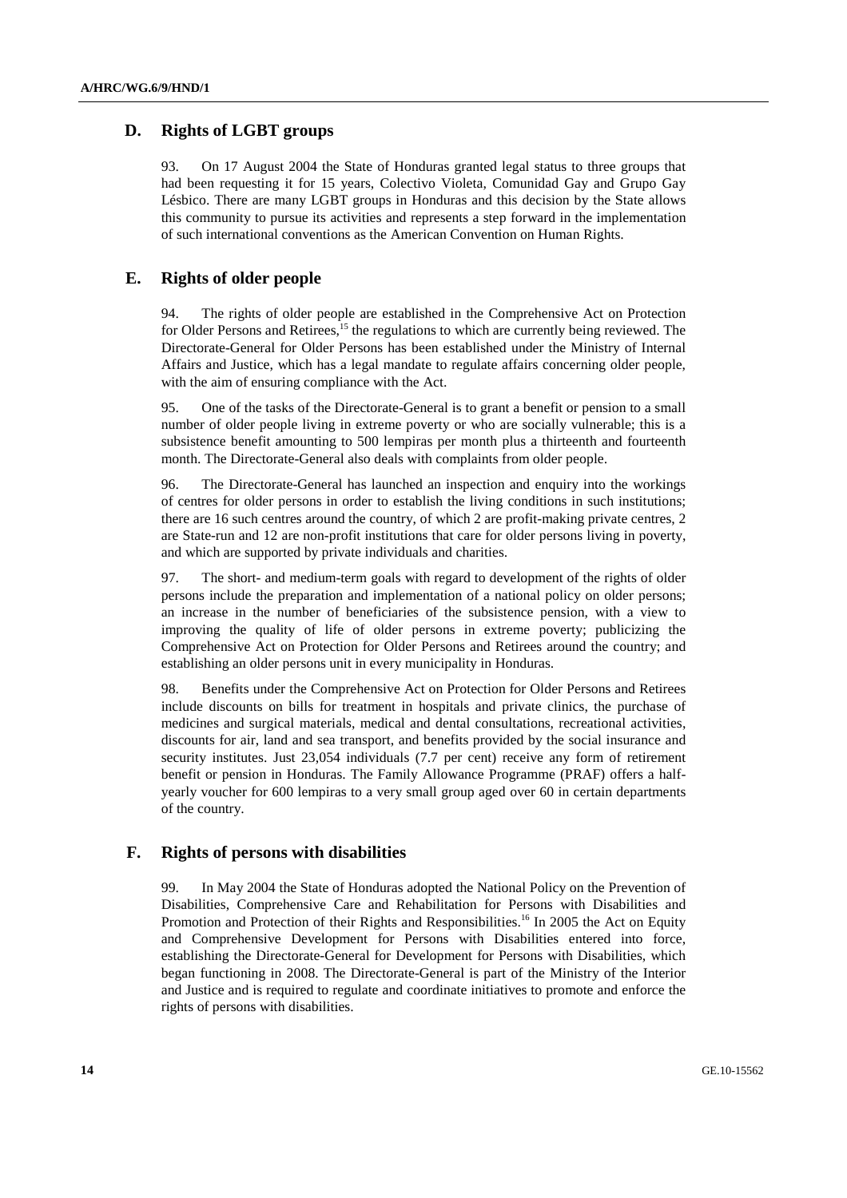## D. Rights of LGBT groups

93. On 17 August 2004 the State of Honduras granted legal status to three groups that had been requesting it for 15 years, Colectivo Violeta, Comunidad Gay and Grupo Gay Lésbico. There are many LGBT groups in Honduras and this decision by the State allows this community to pursue its activities and represents a step forward in the implementation of such international conventions as the American Convention on Human Rights.

## E. Rights of older people

94. The rights of older people are established in the Comprehensive Act on Protection for Older Persons and Retirees,[15] the regulations to which are currently being reviewed. The Directorate-General for Older Persons has been established under the Ministry of Internal Affairs and Justice, which has a legal mandate to regulate affairs concerning older people, with the aim of ensuring compliance with the Act.

95. One of the tasks of the Directorate-General is to grant a benefit or pension to a small number of older people living in extreme poverty or who are socially vulnerable; this is a subsistence benefit amounting to 500 lempiras per month plus a thirteenth and fourteenth month. The Directorate-General also deals with complaints from older people.

96. The Directorate-General has launched an inspection and enquiry into the workings of centres for older persons in order to establish the living conditions in such institutions; there are 16 such centres around the country, of which 2 are profit-making private centres, 2 are State-run and 12 are non-profit institutions that care for older persons living in poverty, and which are supported by private individuals and charities.

97. The short- and medium-term goals with regard to development of the rights of older persons include the preparation and implementation of a national policy on older persons; an increase in the number of beneficiaries of the subsistence pension, with a view to improving the quality of life of older persons in extreme poverty; publicizing the Comprehensive Act on Protection for Older Persons and Retirees around the country; and establishing an older persons unit in every municipality in Honduras.

98. Benefits under the Comprehensive Act on Protection for Older Persons and Retirees include discounts on bills for treatment in hospitals and private clinics, the purchase of medicines and surgical materials, medical and dental consultations, recreational activities, discounts for air, land and sea transport, and benefits provided by the social insurance and security institutes. Just 23,054 individuals (7.7 per cent) receive any form of retirement benefit or pension in Honduras. The Family Allowance Programme (PRAF) offers a half-yearly voucher for 600 lempiras to a very small group aged over 60 in certain departments of the country.

## F. Rights of persons with disabilities

99. In May 2004 the State of Honduras adopted the National Policy on the Prevention of Disabilities, Comprehensive Care and Rehabilitation for Persons with Disabilities and Promotion and Protection of their Rights and Responsibilities.[16] In 2005 the Act on Equity and Comprehensive Development for Persons with Disabilities entered into force, establishing the Directorate-General for Development for Persons with Disabilities, which began functioning in 2008. The Directorate-General is part of the Ministry of the Interior and Justice and is required to regulate and coordinate initiatives to promote and enforce the rights of persons with disabilities.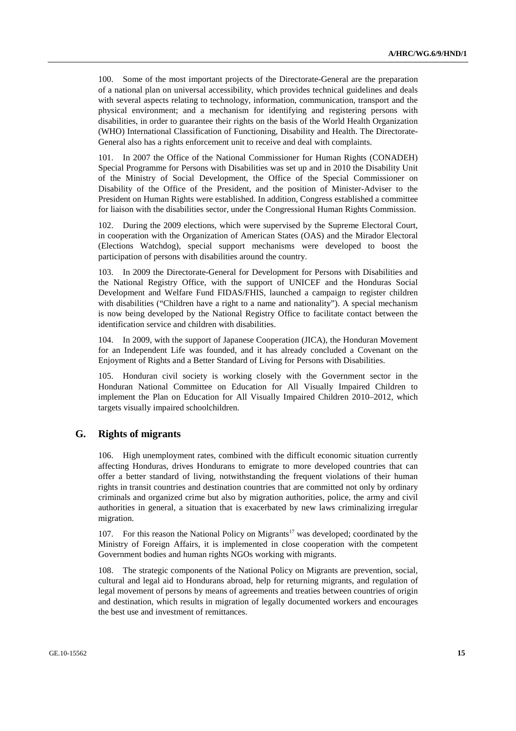100. Some of the most important projects of the Directorate-General are the preparation of a national plan on universal accessibility, which provides technical guidelines and deals with several aspects relating to technology, information, communication, transport and the physical environment; and a mechanism for identifying and registering persons with disabilities, in order to guarantee their rights on the basis of the World Health Organization (WHO) International Classification of Functioning, Disability and Health. The Directorate-General also has a rights enforcement unit to receive and deal with complaints.

101. In 2007 the Office of the National Commissioner for Human Rights (CONADEH) Special Programme for Persons with Disabilities was set up and in 2010 the Disability Unit of the Ministry of Social Development, the Office of the Special Commissioner on Disability of the Office of the President, and the position of Minister-Adviser to the President on Human Rights were established. In addition, Congress established a committee for liaison with the disabilities sector, under the Congressional Human Rights Commission.

102. During the 2009 elections, which were supervised by the Supreme Electoral Court, in cooperation with the Organization of American States (OAS) and the Mirador Electoral (Elections Watchdog), special support mechanisms were developed to boost the participation of persons with disabilities around the country.

103. In 2009 the Directorate-General for Development for Persons with Disabilities and the National Registry Office, with the support of UNICEF and the Honduras Social Development and Welfare Fund FIDAS/FHIS, launched a campaign to register children with disabilities ("Children have a right to a name and nationality"). A special mechanism is now being developed by the National Registry Office to facilitate contact between the identification service and children with disabilities.

104. In 2009, with the support of Japanese Cooperation (JICA), the Honduran Movement for an Independent Life was founded, and it has already concluded a Covenant on the Enjoyment of Rights and a Better Standard of Living for Persons with Disabilities.

105. Honduran civil society is working closely with the Government sector in the Honduran National Committee on Education for All Visually Impaired Children to implement the Plan on Education for All Visually Impaired Children 2010–2012, which targets visually impaired schoolchildren.

## G. Rights of migrants

106. High unemployment rates, combined with the difficult economic situation currently affecting Honduras, drives Hondurans to emigrate to more developed countries that can offer a better standard of living, notwithstanding the frequent violations of their human rights in transit countries and destination countries that are committed not only by ordinary criminals and organized crime but also by migration authorities, police, the army and civil authorities in general, a situation that is exacerbated by new laws criminalizing irregular migration.

107. For this reason the National Policy on Migrants[17] was developed; coordinated by the Ministry of Foreign Affairs, it is implemented in close cooperation with the competent Government bodies and human rights NGOs working with migrants.

108. The strategic components of the National Policy on Migrants are prevention, social, cultural and legal aid to Hondurans abroad, help for returning migrants, and regulation of legal movement of persons by means of agreements and treaties between countries of origin and destination, which results in migration of legally documented workers and encourages the best use and investment of remittances.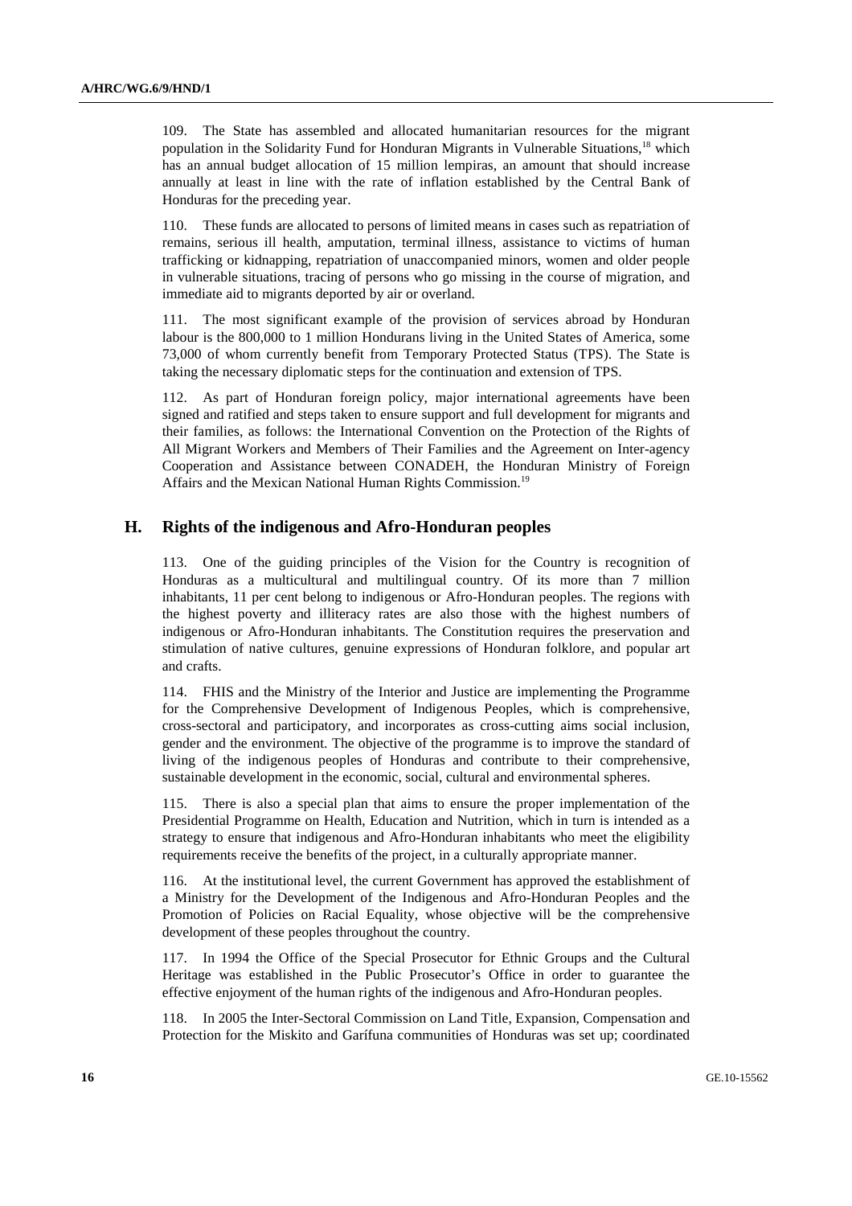109. The State has assembled and allocated humanitarian resources for the migrant population in the Solidarity Fund for Honduran Migrants in Vulnerable Situations,[18] which has an annual budget allocation of 15 million lempiras, an amount that should increase annually at least in line with the rate of inflation established by the Central Bank of Honduras for the preceding year.

110. These funds are allocated to persons of limited means in cases such as repatriation of remains, serious ill health, amputation, terminal illness, assistance to victims of human trafficking or kidnapping, repatriation of unaccompanied minors, women and older people in vulnerable situations, tracing of persons who go missing in the course of migration, and immediate aid to migrants deported by air or overland.

111. The most significant example of the provision of services abroad by Honduran labour is the 800,000 to 1 million Hondurans living in the United States of America, some 73,000 of whom currently benefit from Temporary Protected Status (TPS). The State is taking the necessary diplomatic steps for the continuation and extension of TPS.

112. As part of Honduran foreign policy, major international agreements have been signed and ratified and steps taken to ensure support and full development for migrants and their families, as follows: the International Convention on the Protection of the Rights of All Migrant Workers and Members of Their Families and the Agreement on Inter-agency Cooperation and Assistance between CONADEH, the Honduran Ministry of Foreign Affairs and the Mexican National Human Rights Commission.[19]

## H. Rights of the indigenous and Afro-Honduran peoples

113. One of the guiding principles of the Vision for the Country is recognition of Honduras as a multicultural and multilingual country. Of its more than 7 million inhabitants, 11 per cent belong to indigenous or Afro-Honduran peoples. The regions with the highest poverty and illiteracy rates are also those with the highest numbers of indigenous or Afro-Honduran inhabitants. The Constitution requires the preservation and stimulation of native cultures, genuine expressions of Honduran folklore, and popular art and crafts.

114. FHIS and the Ministry of the Interior and Justice are implementing the Programme for the Comprehensive Development of Indigenous Peoples, which is comprehensive, cross-sectoral and participatory, and incorporates as cross-cutting aims social inclusion, gender and the environment. The objective of the programme is to improve the standard of living of the indigenous peoples of Honduras and contribute to their comprehensive, sustainable development in the economic, social, cultural and environmental spheres.

115. There is also a special plan that aims to ensure the proper implementation of the Presidential Programme on Health, Education and Nutrition, which in turn is intended as a strategy to ensure that indigenous and Afro-Honduran inhabitants who meet the eligibility requirements receive the benefits of the project, in a culturally appropriate manner.

116. At the institutional level, the current Government has approved the establishment of a Ministry for the Development of the Indigenous and Afro-Honduran Peoples and the Promotion of Policies on Racial Equality, whose objective will be the comprehensive development of these peoples throughout the country.

117. In 1994 the Office of the Special Prosecutor for Ethnic Groups and the Cultural Heritage was established in the Public Prosecutor's Office in order to guarantee the effective enjoyment of the human rights of the indigenous and Afro-Honduran peoples.

118. In 2005 the Inter-Sectoral Commission on Land Title, Expansion, Compensation and Protection for the Miskito and Garífuna communities of Honduras was set up; coordinated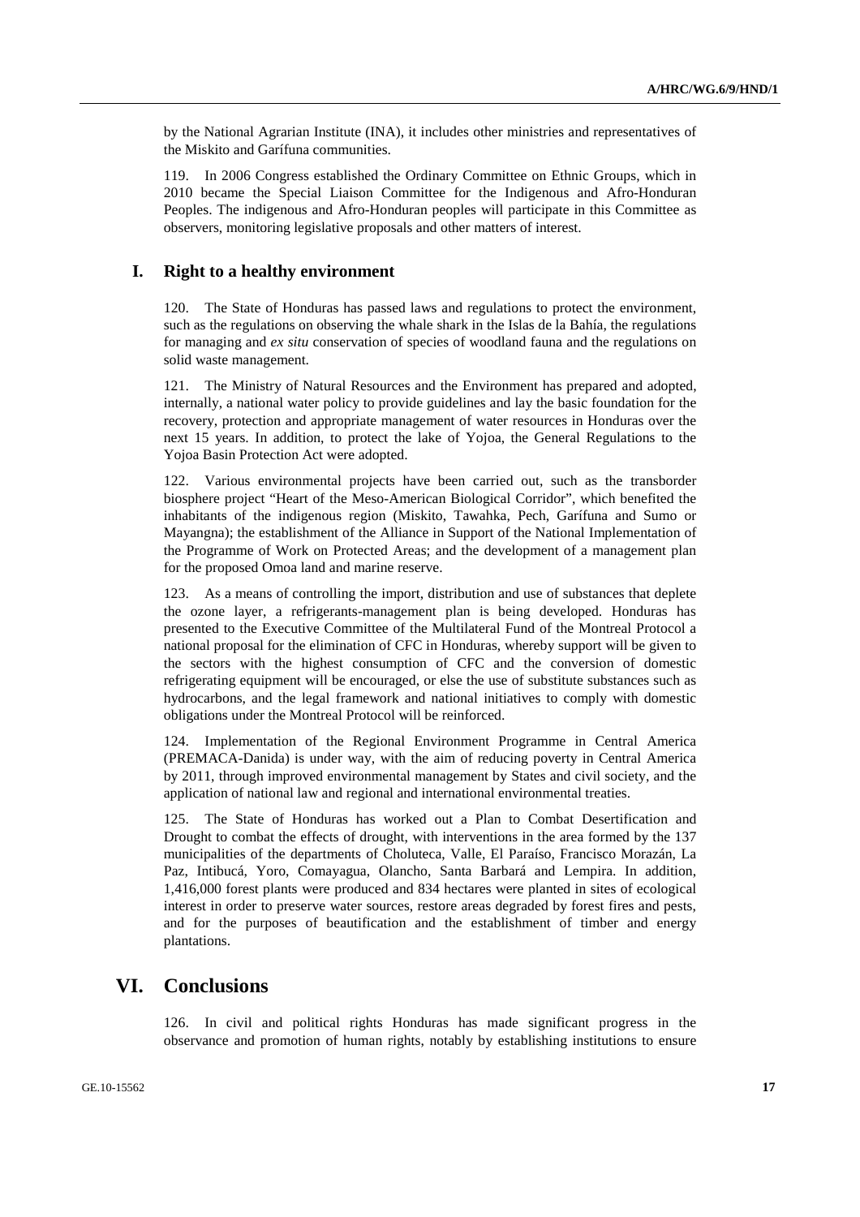by the National Agrarian Institute (INA), it includes other ministries and representatives of the Miskito and Garífuna communities.

119. In 2006 Congress established the Ordinary Committee on Ethnic Groups, which in 2010 became the Special Liaison Committee for the Indigenous and Afro-Honduran Peoples. The indigenous and Afro-Honduran peoples will participate in this Committee as observers, monitoring legislative proposals and other matters of interest.

### I. Right to a healthy environment

120. The State of Honduras has passed laws and regulations to protect the environment, such as the regulations on observing the whale shark in the Islas de la Bahía, the regulations for managing and *ex situ* conservation of species of woodland fauna and the regulations on solid waste management.

121. The Ministry of Natural Resources and the Environment has prepared and adopted, internally, a national water policy to provide guidelines and lay the basic foundation for the recovery, protection and appropriate management of water resources in Honduras over the next 15 years. In addition, to protect the lake of Yojoa, the General Regulations to the Yojoa Basin Protection Act were adopted.

122. Various environmental projects have been carried out, such as the transborder biosphere project "Heart of the Meso-American Biological Corridor", which benefited the inhabitants of the indigenous region (Miskito, Tawahka, Pech, Garífuna and Sumo or Mayangna); the establishment of the Alliance in Support of the National Implementation of the Programme of Work on Protected Areas; and the development of a management plan for the proposed Omoa land and marine reserve.

123. As a means of controlling the import, distribution and use of substances that deplete the ozone layer, a refrigerants-management plan is being developed. Honduras has presented to the Executive Committee of the Multilateral Fund of the Montreal Protocol a national proposal for the elimination of CFC in Honduras, whereby support will be given to the sectors with the highest consumption of CFC and the conversion of domestic refrigerating equipment will be encouraged, or else the use of substitute substances such as hydrocarbons, and the legal framework and national initiatives to comply with domestic obligations under the Montreal Protocol will be reinforced.

124. Implementation of the Regional Environment Programme in Central America (PREMACA-Danida) is under way, with the aim of reducing poverty in Central America by 2011, through improved environmental management by States and civil society, and the application of national law and regional and international environmental treaties.

125. The State of Honduras has worked out a Plan to Combat Desertification and Drought to combat the effects of drought, with interventions in the area formed by the 137 municipalities of the departments of Choluteca, Valle, El Paraíso, Francisco Morazán, La Paz, Intibucá, Yoro, Comayagua, Olancho, Santa Barbará and Lempira. In addition, 1,416,000 forest plants were produced and 834 hectares were planted in sites of ecological interest in order to preserve water sources, restore areas degraded by forest fires and pests, and for the purposes of beautification and the establishment of timber and energy plantations.

## VI. Conclusions

126. In civil and political rights Honduras has made significant progress in the observance and promotion of human rights, notably by establishing institutions to ensure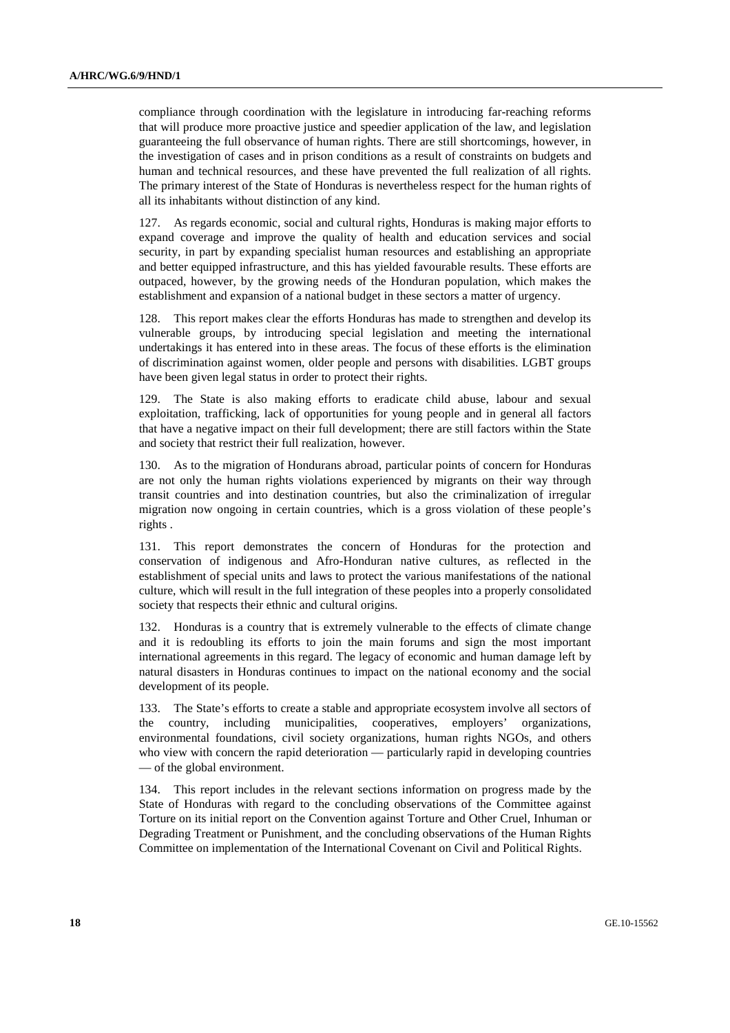compliance through coordination with the legislature in introducing far-reaching reforms that will produce more proactive justice and speedier application of the law, and legislation guaranteeing the full observance of human rights. There are still shortcomings, however, in the investigation of cases and in prison conditions as a result of constraints on budgets and human and technical resources, and these have prevented the full realization of all rights. The primary interest of the State of Honduras is nevertheless respect for the human rights of all its inhabitants without distinction of any kind.

127. As regards economic, social and cultural rights, Honduras is making major efforts to expand coverage and improve the quality of health and education services and social security, in part by expanding specialist human resources and establishing an appropriate and better equipped infrastructure, and this has yielded favourable results. These efforts are outpaced, however, by the growing needs of the Honduran population, which makes the establishment and expansion of a national budget in these sectors a matter of urgency.

128. This report makes clear the efforts Honduras has made to strengthen and develop its vulnerable groups, by introducing special legislation and meeting the international undertakings it has entered into in these areas. The focus of these efforts is the elimination of discrimination against women, older people and persons with disabilities. LGBT groups have been given legal status in order to protect their rights.

129. The State is also making efforts to eradicate child abuse, labour and sexual exploitation, trafficking, lack of opportunities for young people and in general all factors that have a negative impact on their full development; there are still factors within the State and society that restrict their full realization, however.

130. As to the migration of Hondurans abroad, particular points of concern for Honduras are not only the human rights violations experienced by migrants on their way through transit countries and into destination countries, but also the criminalization of irregular migration now ongoing in certain countries, which is a gross violation of these people's rights .

131. This report demonstrates the concern of Honduras for the protection and conservation of indigenous and Afro-Honduran native cultures, as reflected in the establishment of special units and laws to protect the various manifestations of the national culture, which will result in the full integration of these peoples into a properly consolidated society that respects their ethnic and cultural origins.

132. Honduras is a country that is extremely vulnerable to the effects of climate change and it is redoubling its efforts to join the main forums and sign the most important international agreements in this regard. The legacy of economic and human damage left by natural disasters in Honduras continues to impact on the national economy and the social development of its people.

133. The State's efforts to create a stable and appropriate ecosystem involve all sectors of the country, including municipalities, cooperatives, employers' organizations, environmental foundations, civil society organizations, human rights NGOs, and others who view with concern the rapid deterioration — particularly rapid in developing countries — of the global environment.

134. This report includes in the relevant sections information on progress made by the State of Honduras with regard to the concluding observations of the Committee against Torture on its initial report on the Convention against Torture and Other Cruel, Inhuman or Degrading Treatment or Punishment, and the concluding observations of the Human Rights Committee on implementation of the International Covenant on Civil and Political Rights.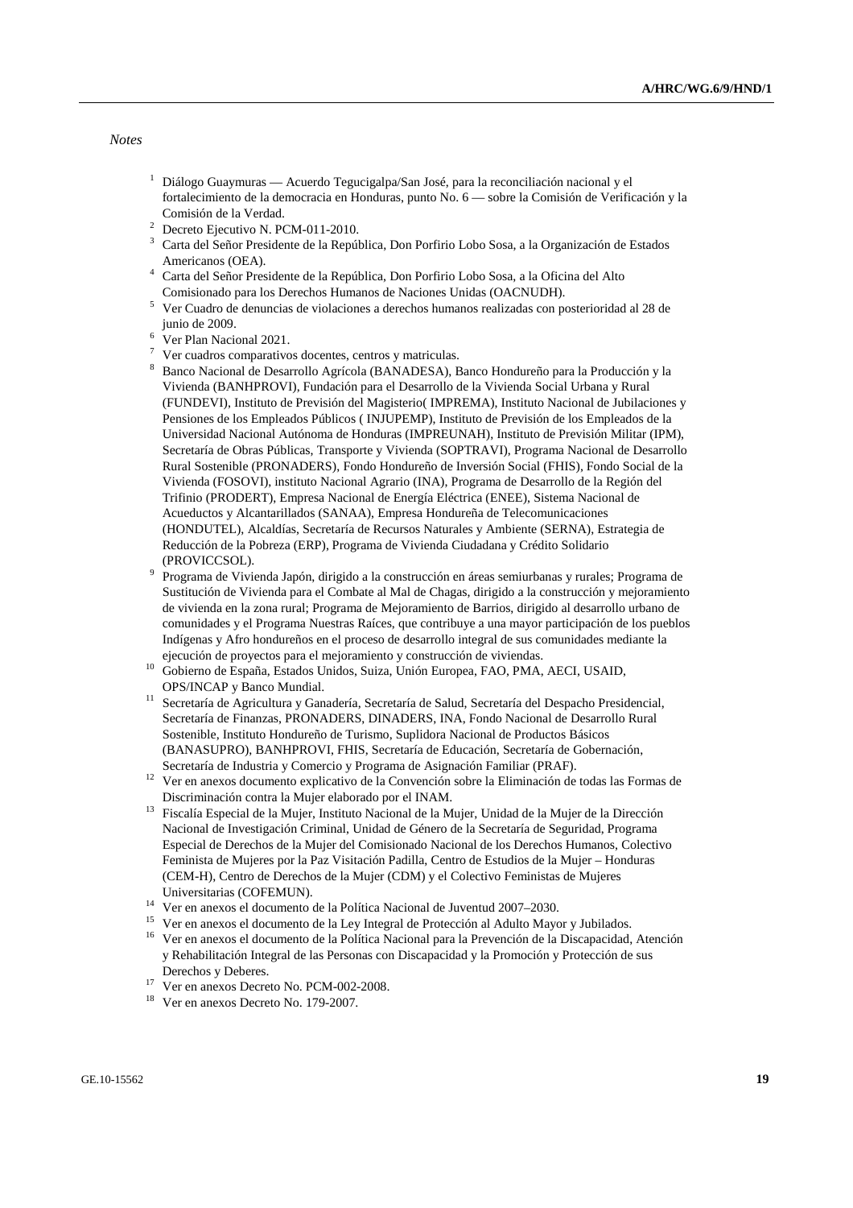*Notes*

[1] Diálogo Guaymuras — Acuerdo Tegucigalpa/San José, para la reconciliación nacional y el fortalecimiento de la democracia en Honduras, punto No. 6 — sobre la Comisión de Verificación y la Comisión de la Verdad.

[2] Decreto Ejecutivo N. PCM-011-2010.

[3] Carta del Señor Presidente de la República, Don Porfirio Lobo Sosa, a la Organización de Estados Americanos (OEA).

[4] Carta del Señor Presidente de la República, Don Porfirio Lobo Sosa, a la Oficina del Alto Comisionado para los Derechos Humanos de Naciones Unidas (OACNUDH).

[5] Ver Cuadro de denuncias de violaciones a derechos humanos realizadas con posterioridad al 28 de junio de 2009.

[6] Ver Plan Nacional 2021.

[7] Ver cuadros comparativos docentes, centros y matriculas.

[8] Banco Nacional de Desarrollo Agrícola (BANADESA), Banco Hondureño para la Producción y la Vivienda (BANHPROVI), Fundación para el Desarrollo de la Vivienda Social Urbana y Rural (FUNDEVI), Instituto de Previsión del Magisterio( IMPREMA), Instituto Nacional de Jubilaciones y Pensiones de los Empleados Públicos ( INJUPEMP), Instituto de Previsión de los Empleados de la Universidad Nacional Autónoma de Honduras (IMPREUNAH), Instituto de Previsión Militar (IPM), Secretaría de Obras Públicas, Transporte y Vivienda (SOPTRAVI), Programa Nacional de Desarrollo Rural Sostenible (PRONADERS), Fondo Hondureño de Inversión Social (FHIS), Fondo Social de la Vivienda (FOSOVI), instituto Nacional Agrario (INA), Programa de Desarrollo de la Región del Trifinio (PRODERT), Empresa Nacional de Energía Eléctrica (ENEE), Sistema Nacional de Acueductos y Alcantarillados (SANAA), Empresa Hondureña de Telecomunicaciones (HONDUTEL), Alcaldías, Secretaría de Recursos Naturales y Ambiente (SERNA), Estrategia de Reducción de la Pobreza (ERP), Programa de Vivienda Ciudadana y Crédito Solidario (PROVICCSOL).

[9] Programa de Vivienda Japón, dirigido a la construcción en áreas semiurbanas y rurales; Programa de Sustitución de Vivienda para el Combate al Mal de Chagas, dirigido a la construcción y mejoramiento de vivienda en la zona rural; Programa de Mejoramiento de Barrios, dirigido al desarrollo urbano de comunidades y el Programa Nuestras Raíces, que contribuye a una mayor participación de los pueblos Indígenas y Afro hondureños en el proceso de desarrollo integral de sus comunidades mediante la ejecución de proyectos para el mejoramiento y construcción de viviendas.

[10] Gobierno de España, Estados Unidos, Suiza, Unión Europea, FAO, PMA, AECI, USAID, OPS/INCAP y Banco Mundial.

[11] Secretaría de Agricultura y Ganadería, Secretaría de Salud, Secretaría del Despacho Presidencial, Secretaría de Finanzas, PRONADERS, DINADERS, INA, Fondo Nacional de Desarrollo Rural Sostenible, Instituto Hondureño de Turismo, Suplidora Nacional de Productos Básicos (BANASUPRO), BANHPROVI, FHIS, Secretaría de Educación, Secretaría de Gobernación, Secretaría de Industria y Comercio y Programa de Asignación Familiar (PRAF).

[12] Ver en anexos documento explicativo de la Convención sobre la Eliminación de todas las Formas de Discriminación contra la Mujer elaborado por el INAM.

[13] Fiscalía Especial de la Mujer, Instituto Nacional de la Mujer, Unidad de la Mujer de la Dirección Nacional de Investigación Criminal, Unidad de Género de la Secretaría de Seguridad, Programa Especial de Derechos de la Mujer del Comisionado Nacional de los Derechos Humanos, Colectivo Feminista de Mujeres por la Paz Visitación Padilla, Centro de Estudios de la Mujer – Honduras (CEM-H), Centro de Derechos de la Mujer (CDM) y el Colectivo Feministas de Mujeres Universitarias (COFEMUN).

[14] Ver en anexos el documento de la Política Nacional de Juventud 2007–2030.

[15] Ver en anexos el documento de la Ley Integral de Protección al Adulto Mayor y Jubilados.

[16] Ver en anexos el documento de la Política Nacional para la Prevención de la Discapacidad, Atención y Rehabilitación Integral de las Personas con Discapacidad y la Promoción y Protección de sus Derechos y Deberes.

[17] Ver en anexos Decreto No. PCM-002-2008.

[18] Ver en anexos Decreto No. 179-2007.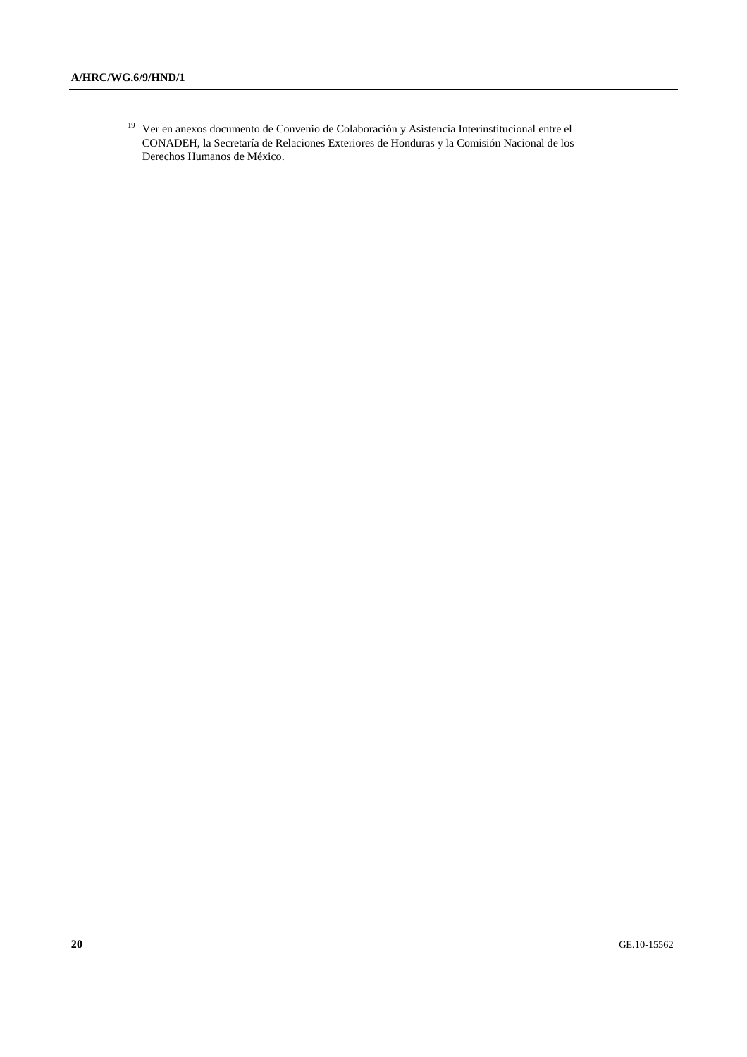[19] Ver en anexos documento de Convenio de Colaboración y Asistencia Interinstitucional entre el CONADEH, la Secretaría de Relaciones Exteriores de Honduras y la Comisión Nacional de los Derechos Humanos de México.